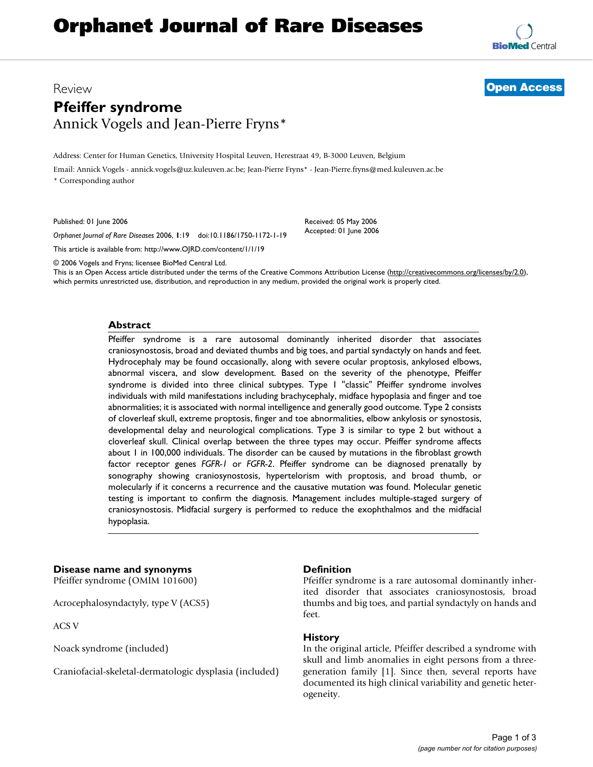# Orphanet Journal of Rare Diseases

Review

**Open Access**

# Pfeiffer syndrome

Annick Vogels and Jean-Pierre Fryns*

Address: Center for Human Genetics, University Hospital Leuven, Herestraat 49, B-3000 Leuven, Belgium

Email: Annick Vogels - annick.vogels@uz.kuleuven.ac.be; Jean-Pierre Fryns* - Jean-Pierre.fryns@med.kuleuven.ac.be

* Corresponding author

Published: 01 June 2006

*Orphanet Journal of Rare Diseases* 2006, **1**:19 doi:10.1186/1750-1172-1-19

Received: 05 May 2006

Accepted: 01 June 2006

This article is available from: http://www.OJRD.com/content/1/1/19

© 2006 Vogels and Fryns; licensee BioMed Central Ltd.

This is an Open Access article distributed under the terms of the Creative Commons Attribution License (http://creativecommons.org/licenses/by/2.0), which permits unrestricted use, distribution, and reproduction in any medium, provided the original work is properly cited.

## Abstract

Pfeiffer syndrome is a rare autosomal dominantly inherited disorder that associates craniosynostosis, broad and deviated thumbs and big toes, and partial syndactyly on hands and feet. Hydrocephaly may be found occasionally, along with severe ocular proptosis, ankylosed elbows, abnormal viscera, and slow development. Based on the severity of the phenotype, Pfeiffer syndrome is divided into three clinical subtypes. Type 1 "classic" Pfeiffer syndrome involves individuals with mild manifestations including brachycephaly, midface hypoplasia and finger and toe abnormalities; it is associated with normal intelligence and generally good outcome. Type 2 consists of cloverleaf skull, extreme proptosis, finger and toe abnormalities, elbow ankylosis or synostosis, developmental delay and neurological complications. Type 3 is similar to type 2 but without a cloverleaf skull. Clinical overlap between the three types may occur. Pfeiffer syndrome affects about 1 in 100,000 individuals. The disorder can be caused by mutations in the fibroblast growth factor receptor genes *FGFR-1* or *FGFR-2*. Pfeiffer syndrome can be diagnosed prenatally by sonography showing craniosynostosis, hypertelorism with proptosis, and broad thumb, or molecularly if it concerns a recurrence and the causative mutation was found. Molecular genetic testing is important to confirm the diagnosis. Management includes multiple-staged surgery of craniosynostosis. Midfacial surgery is performed to reduce the exophthalmos and the midfacial hypoplasia.

## Disease name and synonyms

Pfeiffer syndrome (OMIM 101600)

Acrocephalosyndactyly, type V (ACS5)

ACS V

Noack syndrome (included)

Craniofacial-skeletal-dermatologic dysplasia (included)

## Definition

Pfeiffer syndrome is a rare autosomal dominantly inherited disorder that associates craniosynostosis, broad thumbs and big toes, and partial syndactyly on hands and feet.

## History

In the original article, Pfeiffer described a syndrome with skull and limb anomalies in eight persons from a three-generation family [1]. Since then, several reports have documented its high clinical variability and genetic heterogeneity.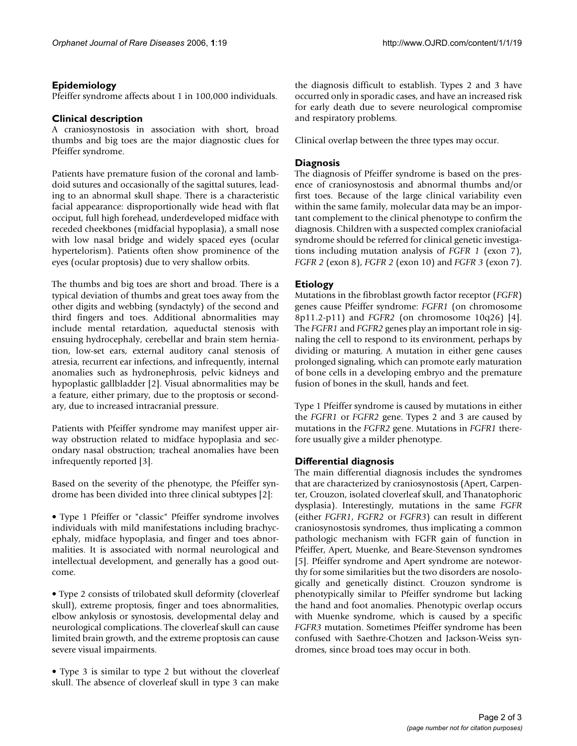## Epidemiology

Pfeiffer syndrome affects about 1 in 100,000 individuals.

## Clinical description

A craniosynostosis in association with short, broad thumbs and big toes are the major diagnostic clues for Pfeiffer syndrome.

Patients have premature fusion of the coronal and lambdoid sutures and occasionally of the sagittal sutures, leading to an abnormal skull shape. There is a characteristic facial appearance: disproportionally wide head with flat occiput, full high forehead, underdeveloped midface with receded cheekbones (midfacial hypoplasia), a small nose with low nasal bridge and widely spaced eyes (ocular hypertelorism). Patients often show prominence of the eyes (ocular proptosis) due to very shallow orbits.

The thumbs and big toes are short and broad. There is a typical deviation of thumbs and great toes away from the other digits and webbing (syndactyly) of the second and third fingers and toes. Additional abnormalities may include mental retardation, aqueductal stenosis with ensuing hydrocephaly, cerebellar and brain stem herniation, low-set ears, external auditory canal stenosis of atresia, recurrent ear infections, and infrequently, internal anomalies such as hydronephrosis, pelvic kidneys and hypoplastic gallbladder [2]. Visual abnormalities may be a feature, either primary, due to the proptosis or secondary, due to increased intracranial pressure.

Patients with Pfeiffer syndrome may manifest upper airway obstruction related to midface hypoplasia and secondary nasal obstruction; tracheal anomalies have been infrequently reported [3].

Based on the severity of the phenotype, the Pfeiffer syndrome has been divided into three clinical subtypes [2]:

- Type 1 Pfeiffer or "classic" Pfeiffer syndrome involves individuals with mild manifestations including brachycephaly, midface hypoplasia, and finger and toes abnormalities. It is associated with normal neurological and intellectual development, and generally has a good outcome.
- Type 2 consists of trilobated skull deformity (cloverleaf skull), extreme proptosis, finger and toes abnormalities, elbow ankylosis or synostosis, developmental delay and neurological complications. The cloverleaf skull can cause limited brain growth, and the extreme proptosis can cause severe visual impairments.
- Type 3 is similar to type 2 but without the cloverleaf skull. The absence of cloverleaf skull in type 3 can make the diagnosis difficult to establish. Types 2 and 3 have occurred only in sporadic cases, and have an increased risk for early death due to severe neurological compromise and respiratory problems.

Clinical overlap between the three types may occur.

## Diagnosis

The diagnosis of Pfeiffer syndrome is based on the presence of craniosynostosis and abnormal thumbs and/or first toes. Because of the large clinical variability even within the same family, molecular data may be an important complement to the clinical phenotype to confirm the diagnosis. Children with a suspected complex craniofacial syndrome should be referred for clinical genetic investigations including mutation analysis of *FGFR 1* (exon 7), *FGFR 2* (exon 8), *FGFR 2* (exon 10) and *FGFR 3* (exon 7).

## Etiology

Mutations in the fibroblast growth factor receptor (*FGFR*) genes cause Pfeiffer syndrome: *FGFR1* (on chromosome 8p11.2-p11) and *FGFR2* (on chromosome 10q26) [4]. The *FGFR1* and *FGFR2* genes play an important role in signaling the cell to respond to its environment, perhaps by dividing or maturing. A mutation in either gene causes prolonged signaling, which can promote early maturation of bone cells in a developing embryo and the premature fusion of bones in the skull, hands and feet.

Type 1 Pfeiffer syndrome is caused by mutations in either the *FGFR1* or *FGFR2* gene. Types 2 and 3 are caused by mutations in the *FGFR2* gene. Mutations in *FGFR1* therefore usually give a milder phenotype.

## Differential diagnosis

The main differential diagnosis includes the syndromes that are characterized by craniosynostosis (Apert, Carpenter, Crouzon, isolated cloverleaf skull, and Thanatophoric dysplasia). Interestingly, mutations in the same *FGFR* (either *FGFR1*, *FGFR2* or *FGFR3*) can result in different craniosynostosis syndromes, thus implicating a common pathologic mechanism with FGFR gain of function in Pfeiffer, Apert, Muenke, and Beare-Stevenson syndromes [5]. Pfeiffer syndrome and Apert syndrome are noteworthy for some similarities but the two disorders are nosologically and genetically distinct. Crouzon syndrome is phenotypically similar to Pfeiffer syndrome but lacking the hand and foot anomalies. Phenotypic overlap occurs with Muenke syndrome, which is caused by a specific *FGFR3* mutation. Sometimes Pfeiffer syndrome has been confused with Saethre-Chotzen and Jackson-Weiss syndromes, since broad toes may occur in both.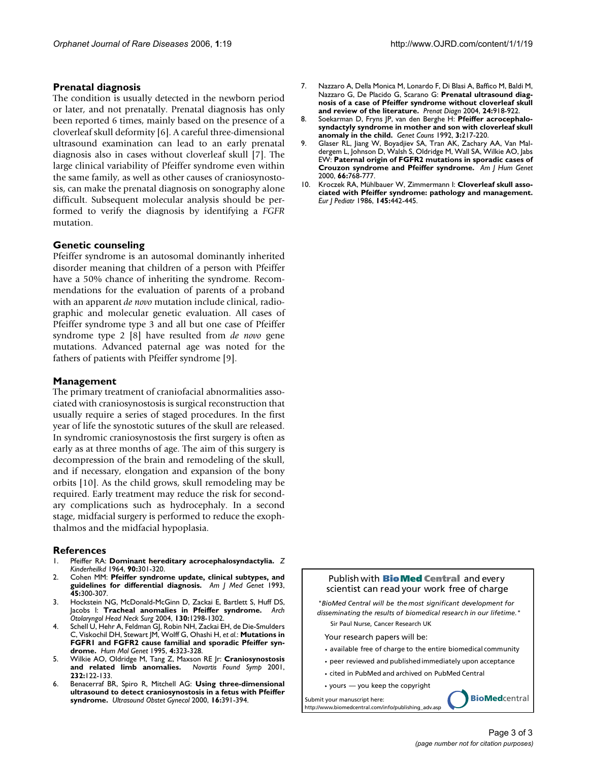## Prenatal diagnosis

The condition is usually detected in the newborn period or later, and not prenatally. Prenatal diagnosis has only been reported 6 times, mainly based on the presence of a cloverleaf skull deformity [6]. A careful three-dimensional ultrasound examination can lead to an early prenatal diagnosis also in cases without cloverleaf skull [7]. The large clinical variability of Pfeiffer syndrome even within the same family, as well as other causes of craniosynostosis, can make the prenatal diagnosis on sonography alone difficult. Subsequent molecular analysis should be performed to verify the diagnosis by identifying a *FGFR* mutation.

## Genetic counseling

Pfeiffer syndrome is an autosomal dominantly inherited disorder meaning that children of a person with Pfeiffer have a 50% chance of inheriting the syndrome. Recommendations for the evaluation of parents of a proband with an apparent *de novo* mutation include clinical, radiographic and molecular genetic evaluation. All cases of Pfeiffer syndrome type 3 and all but one case of Pfeiffer syndrome type 2 [8] have resulted from *de novo* gene mutations. Advanced paternal age was noted for the fathers of patients with Pfeiffer syndrome [9].

## Management

The primary treatment of craniofacial abnormalities associated with craniosynostosis is surgical reconstruction that usually require a series of staged procedures. In the first year of life the synostotic sutures of the skull are released. In syndromic craniosynostosis the first surgery is often as early as at three months of age. The aim of this surgery is decompression of the brain and remodeling of the skull, and if necessary, elongation and expansion of the bony orbits [10]. As the child grows, skull remodeling may be required. Early treatment may reduce the risk for secondary complications such as hydrocephaly. In a second stage, midfacial surgery is performed to reduce the exophthalmos and the midfacial hypoplasia.

## References

1. Pfeiffer RA: **Dominant hereditary acrocephalosyndactylia.** *Z Kinderheilkd* 1964, **90:**301-320.
2. Cohen MM: **Pfeiffer syndrome update, clinical subtypes, and guidelines for differential diagnosis.** *Am J Med Genet* 1993, **45:**300-307.
3. Hockstein NG, McDonald-McGinn D, Zackai E, Bartlett S, Huff DS, Jacobs I: **Tracheal anomalies in Pfeiffer syndrome.** *Arch Otolaryngol Head Neck Surg* 2004, **130:**1298-1302.
4. Schell U, Hehr A, Feldman GJ, Robin NH, Zackai EH, de Die-Smulders C, Viskochil DH, Stewart JM, Wolff G, Ohashi H, *et al.*: **Mutations in FGFR1 and FGFR2 cause familial and sporadic Pfeiffer syndrome.** *Hum Mol Genet* 1995, **4:**323-328.
5. Wilkie AO, Oldridge M, Tang Z, Maxson RE Jr: **Craniosynostosis and related limb anomalies.** *Novartis Found Symp* 2001, **232:**122-133.
6. Benacerraf BR, Spiro R, Mitchell AG: **Using three-dimensional ultrasound to detect craniosynostosis in a fetus with Pfeiffer syndrome.** *Ultrasound Obstet Gynecol* 2000, **16:**391-394.
7. Nazzaro A, Della Monica M, Lonardo F, Di Blasi A, Baffico M, Baldi M, Nazzaro G, De Placido G, Scarano G: **Prenatal ultrasound diagnosis of a case of Pfeiffer syndrome without cloverleaf skull and review of the literature.** *Prenat Diagn* 2004, **24:**918-922.
8. Soekarman D, Fryns JP, van den Berghe H: **Pfeiffer acrocephalosyndactyly syndrome in mother and son with cloverleaf skull anomaly in the child.** *Genet Couns* 1992, **3:**217-220.
9. Glaser RL, Jiang W, Boyadjiev SA, Tran AK, Zachary AA, Van Maldergem L, Johnson D, Walsh S, Oldridge M, Wall SA, Wilkie AO, Jabs EW: **Paternal origin of FGFR2 mutations in sporadic cases of Crouzon syndrome and Pfeiffer syndrome.** *Am J Hum Genet* 2000, **66:**768-777.
10. Kroczek RA, Mühlbauer W, Zimmermann I: **Cloverleaf skull associated with Pfeiffer syndrome: pathology and management.** *Eur J Pediatr* 1986, **145:**442-445.

Publish with **BioMed Central** and every scientist can read your work free of charge

*"BioMed Central will be the most significant development for disseminating the results of biomedical research in our lifetime."*

Sir Paul Nurse, Cancer Research UK

Your research papers will be:

- available free of charge to the entire biomedical community
- peer reviewed and published immediately upon acceptance
- cited in PubMed and archived on PubMed Central
- yours — you keep the copyright

Submit your manuscript here:
http://www.biomedcentral.com/info/publishing_adv.asp

BioMedcentral